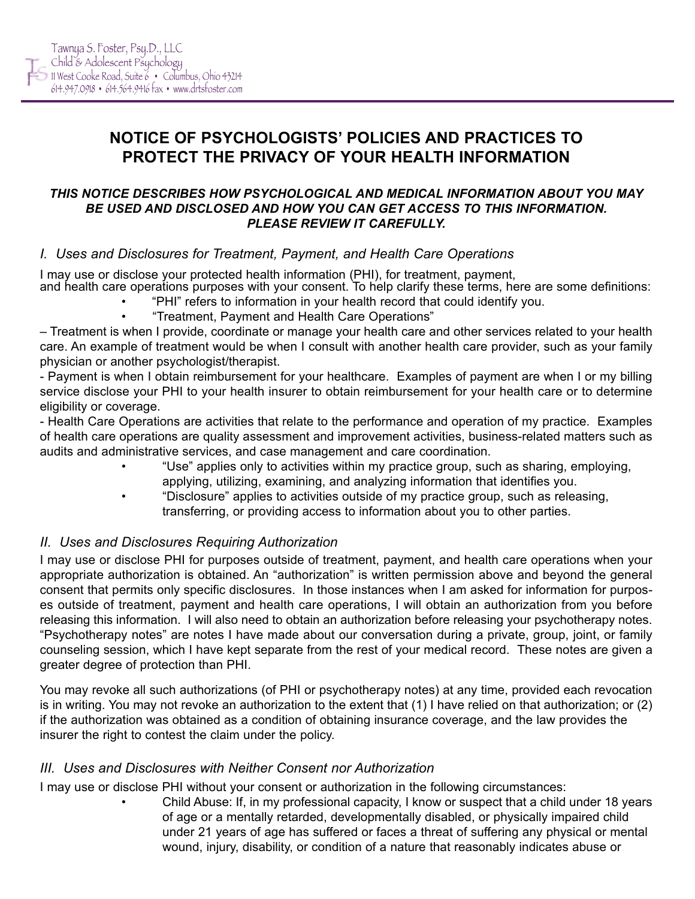Tawnya S. Foster, Psy.D., LLC
Child & Adolescent Psychology
11 West Cooke Road, Suite 6 • Columbus, Ohio 43214
614.947.0918 • 614.564.9416 fax • www.drtsfoster.com

# NOTICE OF PSYCHOLOGISTS' POLICIES AND PRACTICES TO PROTECT THE PRIVACY OF YOUR HEALTH INFORMATION

***THIS NOTICE DESCRIBES HOW PSYCHOLOGICAL AND MEDICAL INFORMATION ABOUT YOU MAY BE USED AND DISCLOSED AND HOW YOU CAN GET ACCESS TO THIS INFORMATION. PLEASE REVIEW IT CAREFULLY.***

## *I. Uses and Disclosures for Treatment, Payment, and Health Care Operations*

I may use or disclose your protected health information (PHI), for treatment, payment, and health care operations purposes with your consent. To help clarify these terms, here are some definitions:

- "PHI" refers to information in your health record that could identify you.
- "Treatment, Payment and Health Care Operations"

– Treatment is when I provide, coordinate or manage your health care and other services related to your health care. An example of treatment would be when I consult with another health care provider, such as your family physician or another psychologist/therapist.

- Payment is when I obtain reimbursement for your healthcare. Examples of payment are when I or my billing service disclose your PHI to your health insurer to obtain reimbursement for your health care or to determine eligibility or coverage.

- Health Care Operations are activities that relate to the performance and operation of my practice. Examples of health care operations are quality assessment and improvement activities, business-related matters such as audits and administrative services, and case management and care coordination.

- "Use" applies only to activities within my practice group, such as sharing, employing, applying, utilizing, examining, and analyzing information that identifies you.
- "Disclosure" applies to activities outside of my practice group, such as releasing, transferring, or providing access to information about you to other parties.

## *II. Uses and Disclosures Requiring Authorization*

I may use or disclose PHI for purposes outside of treatment, payment, and health care operations when your appropriate authorization is obtained. An "authorization" is written permission above and beyond the general consent that permits only specific disclosures. In those instances when I am asked for information for purposes outside of treatment, payment and health care operations, I will obtain an authorization from you before releasing this information. I will also need to obtain an authorization before releasing your psychotherapy notes. "Psychotherapy notes" are notes I have made about our conversation during a private, group, joint, or family counseling session, which I have kept separate from the rest of your medical record. These notes are given a greater degree of protection than PHI.

You may revoke all such authorizations (of PHI or psychotherapy notes) at any time, provided each revocation is in writing. You may not revoke an authorization to the extent that (1) I have relied on that authorization; or (2) if the authorization was obtained as a condition of obtaining insurance coverage, and the law provides the insurer the right to contest the claim under the policy.

## *III. Uses and Disclosures with Neither Consent nor Authorization*

I may use or disclose PHI without your consent or authorization in the following circumstances:

- Child Abuse: If, in my professional capacity, I know or suspect that a child under 18 years of age or a mentally retarded, developmentally disabled, or physically impaired child under 21 years of age has suffered or faces a threat of suffering any physical or mental wound, injury, disability, or condition of a nature that reasonably indicates abuse or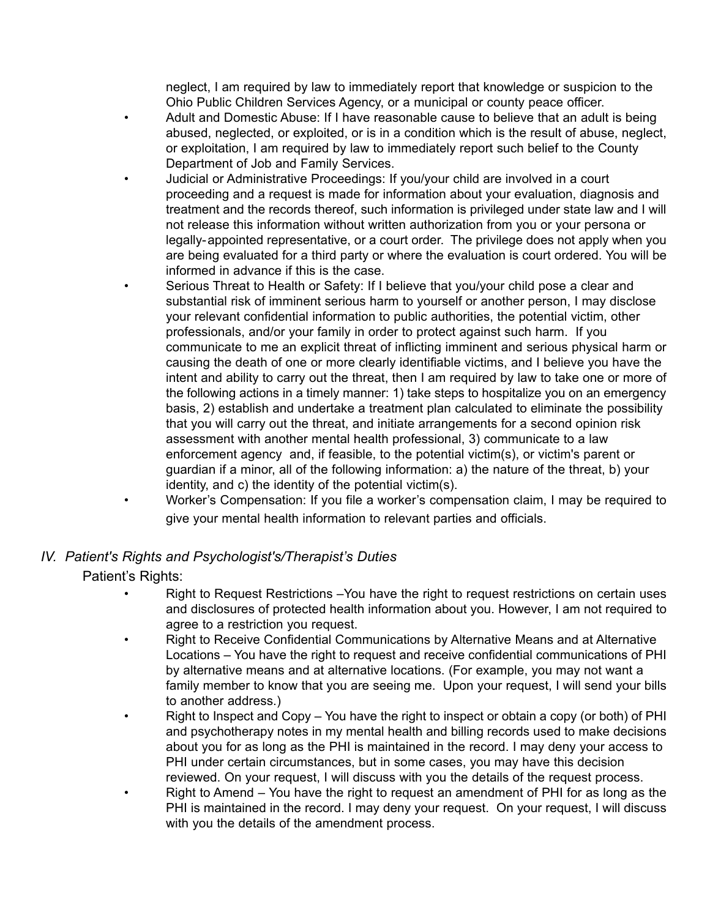neglect, I am required by law to immediately report that knowledge or suspicion to the Ohio Public Children Services Agency, or a municipal or county peace officer.

- Adult and Domestic Abuse: If I have reasonable cause to believe that an adult is being abused, neglected, or exploited, or is in a condition which is the result of abuse, neglect, or exploitation, I am required by law to immediately report such belief to the County Department of Job and Family Services.
- Judicial or Administrative Proceedings: If you/your child are involved in a court proceeding and a request is made for information about your evaluation, diagnosis and treatment and the records thereof, such information is privileged under state law and I will not release this information without written authorization from you or your persona or legally-appointed representative, or a court order. The privilege does not apply when you are being evaluated for a third party or where the evaluation is court ordered. You will be informed in advance if this is the case.
- Serious Threat to Health or Safety: If I believe that you/your child pose a clear and substantial risk of imminent serious harm to yourself or another person, I may disclose your relevant confidential information to public authorities, the potential victim, other professionals, and/or your family in order to protect against such harm. If you communicate to me an explicit threat of inflicting imminent and serious physical harm or causing the death of one or more clearly identifiable victims, and I believe you have the intent and ability to carry out the threat, then I am required by law to take one or more of the following actions in a timely manner: 1) take steps to hospitalize you on an emergency basis, 2) establish and undertake a treatment plan calculated to eliminate the possibility that you will carry out the threat, and initiate arrangements for a second opinion risk assessment with another mental health professional, 3) communicate to a law enforcement agency and, if feasible, to the potential victim(s), or victim's parent or guardian if a minor, all of the following information: a) the nature of the threat, b) your identity, and c) the identity of the potential victim(s).
- Worker's Compensation: If you file a worker's compensation claim, I may be required to give your mental health information to relevant parties and officials.

## *IV. Patient's Rights and Psychologist's/Therapist's Duties*

Patient's Rights:

- Right to Request Restrictions –You have the right to request restrictions on certain uses and disclosures of protected health information about you. However, I am not required to agree to a restriction you request.
- Right to Receive Confidential Communications by Alternative Means and at Alternative Locations – You have the right to request and receive confidential communications of PHI by alternative means and at alternative locations. (For example, you may not want a family member to know that you are seeing me. Upon your request, I will send your bills to another address.)
- Right to Inspect and Copy – You have the right to inspect or obtain a copy (or both) of PHI and psychotherapy notes in my mental health and billing records used to make decisions about you for as long as the PHI is maintained in the record. I may deny your access to PHI under certain circumstances, but in some cases, you may have this decision reviewed. On your request, I will discuss with you the details of the request process.
- Right to Amend – You have the right to request an amendment of PHI for as long as the PHI is maintained in the record. I may deny your request. On your request, I will discuss with you the details of the amendment process.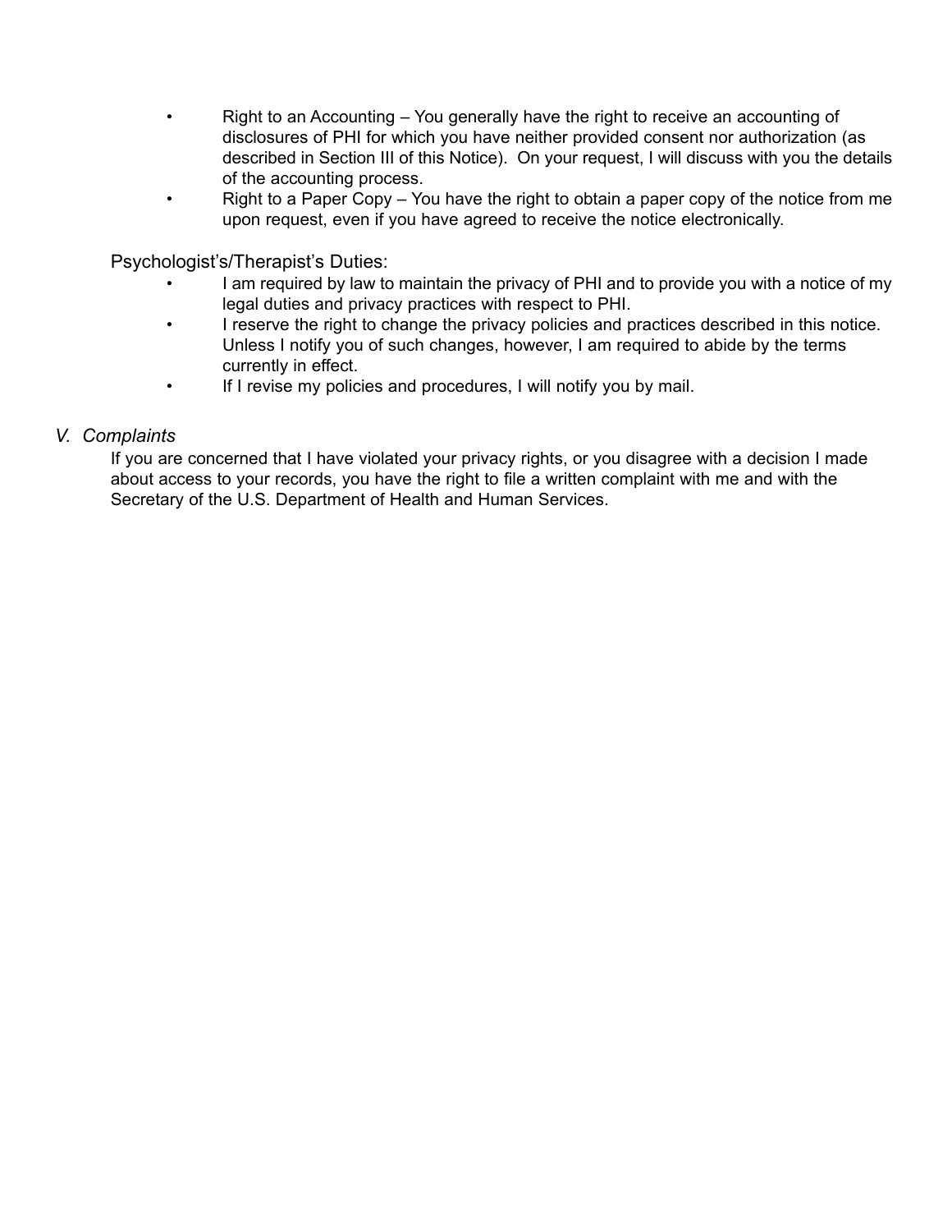- Right to an Accounting – You generally have the right to receive an accounting of disclosures of PHI for which you have neither provided consent nor authorization (as described in Section III of this Notice). On your request, I will discuss with you the details of the accounting process.
- Right to a Paper Copy – You have the right to obtain a paper copy of the notice from me upon request, even if you have agreed to receive the notice electronically.

Psychologist's/Therapist's Duties:

- I am required by law to maintain the privacy of PHI and to provide you with a notice of my legal duties and privacy practices with respect to PHI.
- I reserve the right to change the privacy policies and practices described in this notice. Unless I notify you of such changes, however, I am required to abide by the terms currently in effect.
- If I revise my policies and procedures, I will notify you by mail.

*V. Complaints*

If you are concerned that I have violated your privacy rights, or you disagree with a decision I made about access to your records, you have the right to file a written complaint with me and with the Secretary of the U.S. Department of Health and Human Services.